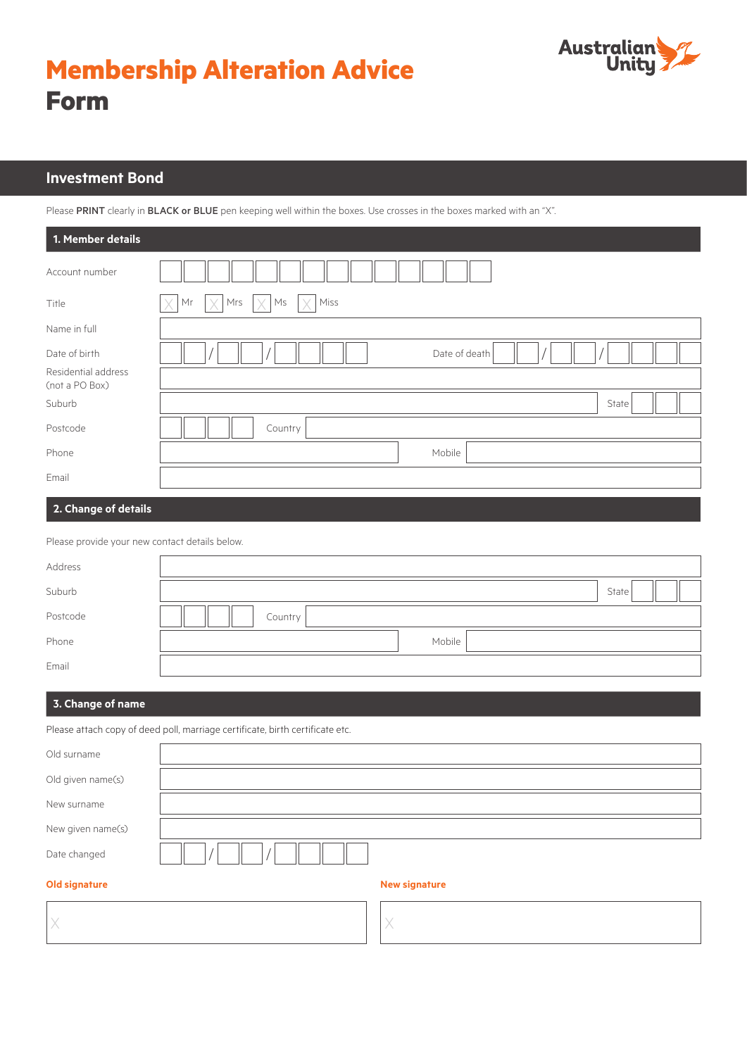# Membership Alteration Advice Form

Australian Unity

## Investment Bond

Please **PRINT** clearly in **BLACK or BLUE** pen keeping well within the boxes. Use crosses in the boxes marked with an "X".

### 1. Member details

Account number

Title ☐ Mr ☐ Mrs ☐ Ms ☐ Miss

Name in full

Date of birth &nbsp;&nbsp; / &nbsp;&nbsp; / &nbsp;&nbsp;&nbsp;&nbsp; Date of death &nbsp;&nbsp; / &nbsp;&nbsp; /

Residential address (not a PO Box)

Suburb &nbsp;&nbsp;&nbsp;&nbsp; State

Postcode &nbsp;&nbsp;&nbsp;&nbsp; Country

Phone &nbsp;&nbsp;&nbsp;&nbsp; Mobile

Email

### 2. Change of details

Please provide your new contact details below.

Address

Suburb &nbsp;&nbsp;&nbsp;&nbsp; State

Postcode &nbsp;&nbsp;&nbsp;&nbsp; Country

Phone &nbsp;&nbsp;&nbsp;&nbsp; Mobile

Email

### 3. Change of name

Please attach copy of deed poll, marriage certificate, birth certificate etc.

Old surname

Old given name(s)

New surname

New given name(s)

Date changed &nbsp;&nbsp; / &nbsp;&nbsp; /

**Old signature**

X

**New signature**

X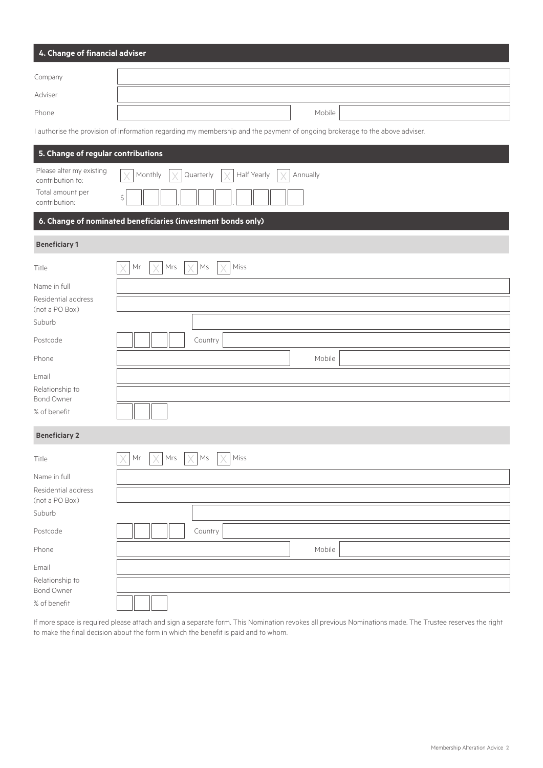## 4. Change of financial adviser

Company

Adviser

Phone | Mobile

I authorise the provision of information regarding my membership and the payment of ongoing brokerage to the above adviser.

## 5. Change of regular contributions

Please alter my existing contribution to: ☐ Monthly ☐ Quarterly ☐ Half Yearly ☐ Annually

Total amount per contribution: $ _ _ _ , _ _ _ . _ _ _ _

## 6. Change of nominated beneficiaries (investment bonds only)

### Beneficiary 1

Title ☐ Mr ☐ Mrs ☐ Ms ☐ Miss

Name in full

Residential address (not a PO Box)

Suburb

Postcode | Country

Phone | Mobile

Email

Relationship to Bond Owner

% of benefit

### Beneficiary 2

Title ☐ Mr ☐ Mrs ☐ Ms ☐ Miss

Name in full

Residential address (not a PO Box)

Suburb

Postcode | Country

Phone | Mobile

Email

Relationship to Bond Owner

% of benefit

If more space is required please attach and sign a separate form. This Nomination revokes all previous Nominations made. The Trustee reserves the right to make the final decision about the form in which the benefit is paid and to whom.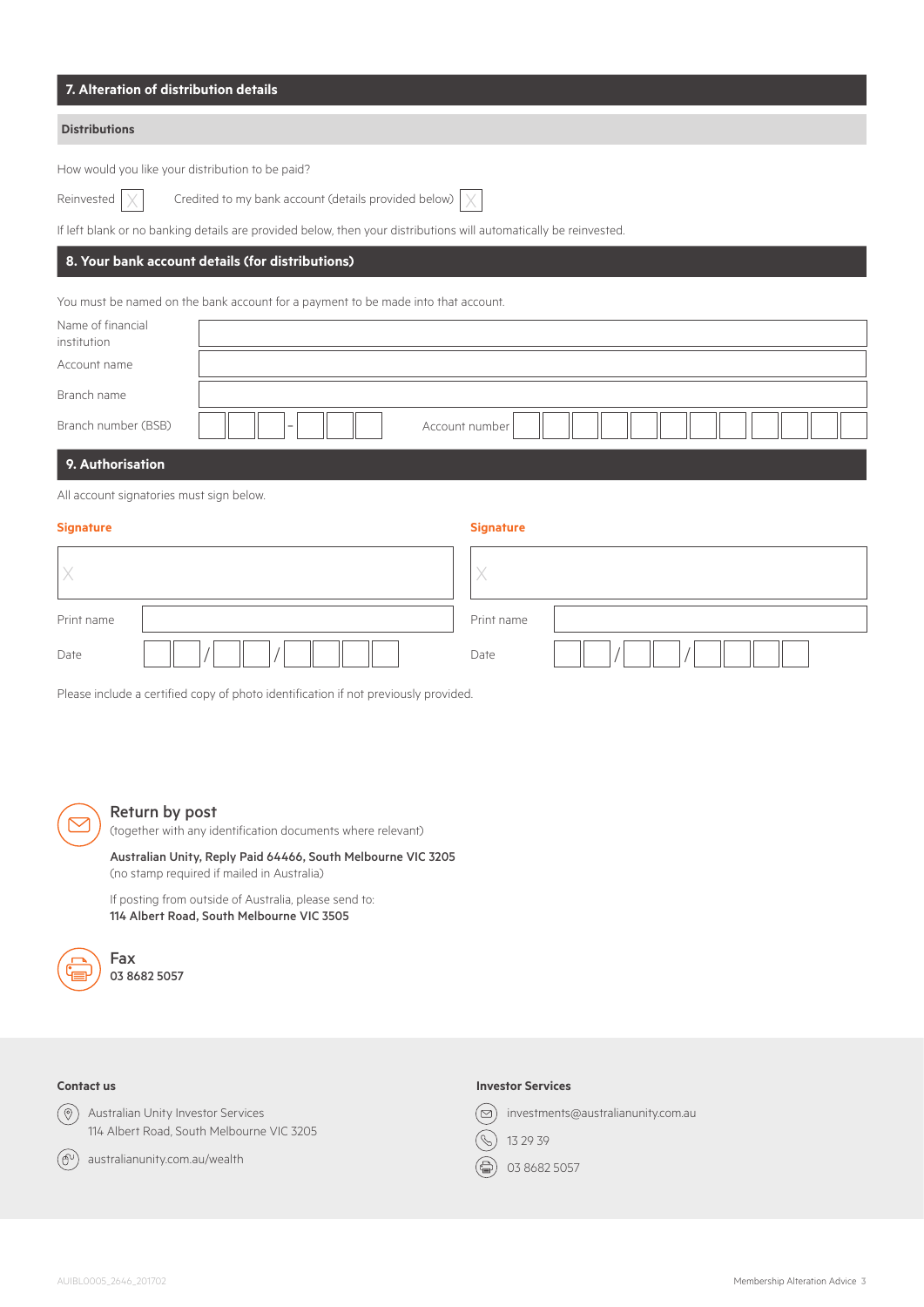## 7. Alteration of distribution details

### Distributions

How would you like your distribution to be paid?

Reinvested ☐  Credited to my bank account (details provided below) ☐

If left blank or no banking details are provided below, then your distributions will automatically be reinvested.

## 8. Your bank account details (for distributions)

You must be named on the bank account for a payment to be made into that account.

| | |
|---|---|
| Name of financial institution | |
| Account name | |
| Branch name | |
| Branch number (BSB) | ☐☐☐ - ☐☐☐ Account number ☐☐☐☐☐☐☐☐☐☐☐☐ |

## 9. Authorisation

All account signatories must sign below.

**Signature**

X

Print name

Date ☐☐ / ☐☐ / ☐☐☐☐

**Signature**

X

Print name

Date ☐☐ / ☐☐ / ☐☐☐☐

Please include a certified copy of photo identification if not previously provided.

### Return by post

(together with any identification documents where relevant)

**Australian Unity, Reply Paid 64466, South Melbourne VIC 3205**
(no stamp required if mailed in Australia)

If posting from outside of Australia, please send to:
**114 Albert Road, South Melbourne VIC 3505**

### Fax

**03 8682 5057**

**Contact us**

Australian Unity Investor Services
114 Albert Road, South Melbourne VIC 3205

australianunity.com.au/wealth

**Investor Services**

investments@australianunity.com.au

13 29 39

03 8682 5057

AUIBL0005_2646_201702